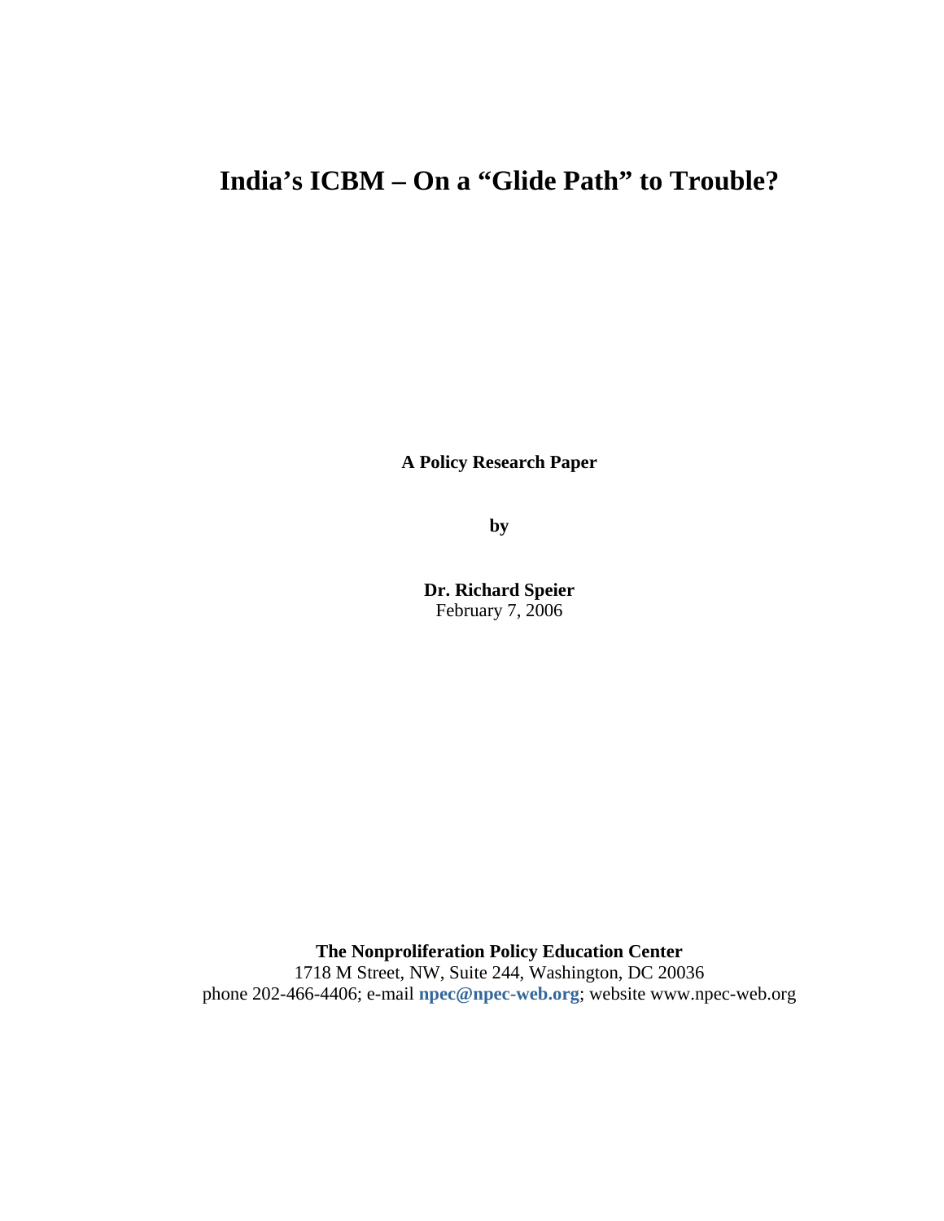# India's ICBM – On a "Glide Path" to Trouble?

**A Policy Research Paper**

**by**

**Dr. Richard Speier**
February 7, 2006

**The Nonproliferation Policy Education Center**
1718 M Street, NW, Suite 244, Washington, DC 20036
phone 202-466-4406; e-mail **npec@npec-web.org**; website www.npec-web.org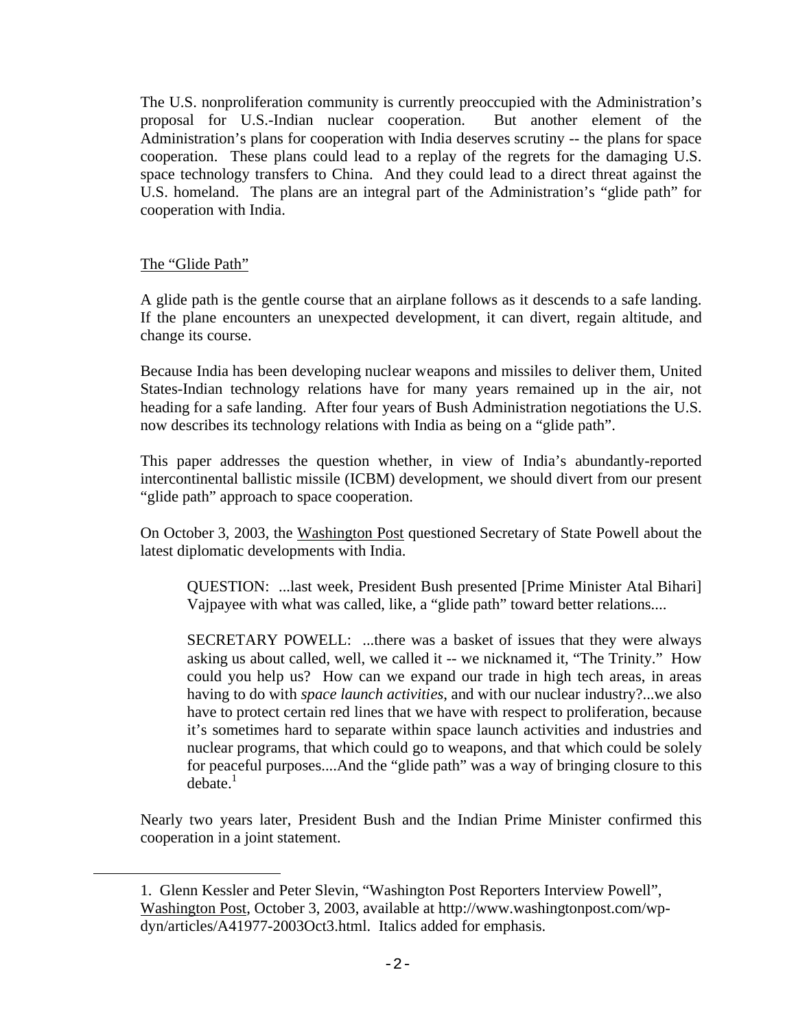The U.S. nonproliferation community is currently preoccupied with the Administration's proposal for U.S.-Indian nuclear cooperation. But another element of the Administration's plans for cooperation with India deserves scrutiny -- the plans for space cooperation. These plans could lead to a replay of the regrets for the damaging U.S. space technology transfers to China. And they could lead to a direct threat against the U.S. homeland. The plans are an integral part of the Administration's "glide path" for cooperation with India.

## The "Glide Path"

A glide path is the gentle course that an airplane follows as it descends to a safe landing. If the plane encounters an unexpected development, it can divert, regain altitude, and change its course.

Because India has been developing nuclear weapons and missiles to deliver them, United States-Indian technology relations have for many years remained up in the air, not heading for a safe landing. After four years of Bush Administration negotiations the U.S. now describes its technology relations with India as being on a "glide path".

This paper addresses the question whether, in view of India's abundantly-reported intercontinental ballistic missile (ICBM) development, we should divert from our present "glide path" approach to space cooperation.

On October 3, 2003, the Washington Post questioned Secretary of State Powell about the latest diplomatic developments with India.

> QUESTION: ...last week, President Bush presented [Prime Minister Atal Bihari] Vajpayee with what was called, like, a "glide path" toward better relations....
>
> SECRETARY POWELL: ...there was a basket of issues that they were always asking us about called, well, we called it -- we nicknamed it, "The Trinity." How could you help us? How can we expand our trade in high tech areas, in areas having to do with *space launch activities*, and with our nuclear industry?...we also have to protect certain red lines that we have with respect to proliferation, because it's sometimes hard to separate within space launch activities and industries and nuclear programs, that which could go to weapons, and that which could be solely for peaceful purposes....And the "glide path" was a way of bringing closure to this debate.[1]

Nearly two years later, President Bush and the Indian Prime Minister confirmed this cooperation in a joint statement.

---

1. Glenn Kessler and Peter Slevin, "Washington Post Reporters Interview Powell", Washington Post, October 3, 2003, available at http://www.washingtonpost.com/wp-dyn/articles/A41977-2003Oct3.html. Italics added for emphasis.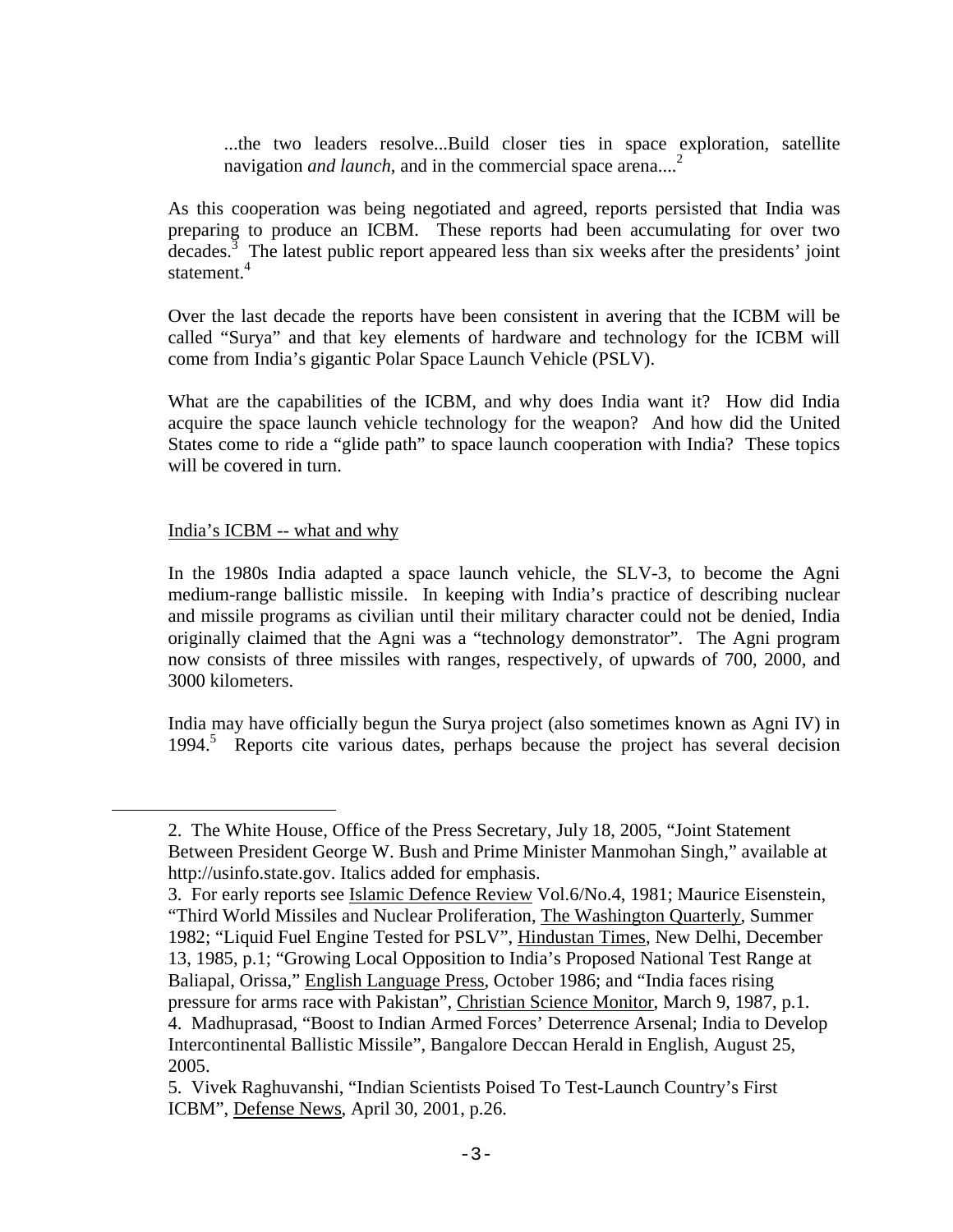> ...the two leaders resolve...Build closer ties in space exploration, satellite navigation *and launch*, and in the commercial space arena....[2]

As this cooperation was being negotiated and agreed, reports persisted that India was preparing to produce an ICBM. These reports had been accumulating for over two decades.[3] The latest public report appeared less than six weeks after the presidents' joint statement.[4]

Over the last decade the reports have been consistent in avering that the ICBM will be called "Surya" and that key elements of hardware and technology for the ICBM will come from India's gigantic Polar Space Launch Vehicle (PSLV).

What are the capabilities of the ICBM, and why does India want it? How did India acquire the space launch vehicle technology for the weapon? And how did the United States come to ride a "glide path" to space launch cooperation with India? These topics will be covered in turn.

## India's ICBM -- what and why

In the 1980s India adapted a space launch vehicle, the SLV-3, to become the Agni medium-range ballistic missile. In keeping with India's practice of describing nuclear and missile programs as civilian until their military character could not be denied, India originally claimed that the Agni was a "technology demonstrator". The Agni program now consists of three missiles with ranges, respectively, of upwards of 700, 2000, and 3000 kilometers.

India may have officially begun the Surya project (also sometimes known as Agni IV) in 1994.[5] Reports cite various dates, perhaps because the project has several decision

---

2. The White House, Office of the Press Secretary, July 18, 2005, "Joint Statement Between President George W. Bush and Prime Minister Manmohan Singh," available at http://usinfo.state.gov. Italics added for emphasis.
3. For early reports see Islamic Defence Review Vol.6/No.4, 1981; Maurice Eisenstein, "Third World Missiles and Nuclear Proliferation, The Washington Quarterly, Summer 1982; "Liquid Fuel Engine Tested for PSLV", Hindustan Times, New Delhi, December 13, 1985, p.1; "Growing Local Opposition to India's Proposed National Test Range at Baliapal, Orissa," English Language Press, October 1986; and "India faces rising pressure for arms race with Pakistan", Christian Science Monitor, March 9, 1987, p.1.
4. Madhuprasad, "Boost to Indian Armed Forces' Deterrence Arsenal; India to Develop Intercontinental Ballistic Missile", Bangalore Deccan Herald in English, August 25, 2005.
5. Vivek Raghuvanshi, "Indian Scientists Poised To Test-Launch Country's First ICBM", Defense News, April 30, 2001, p.26.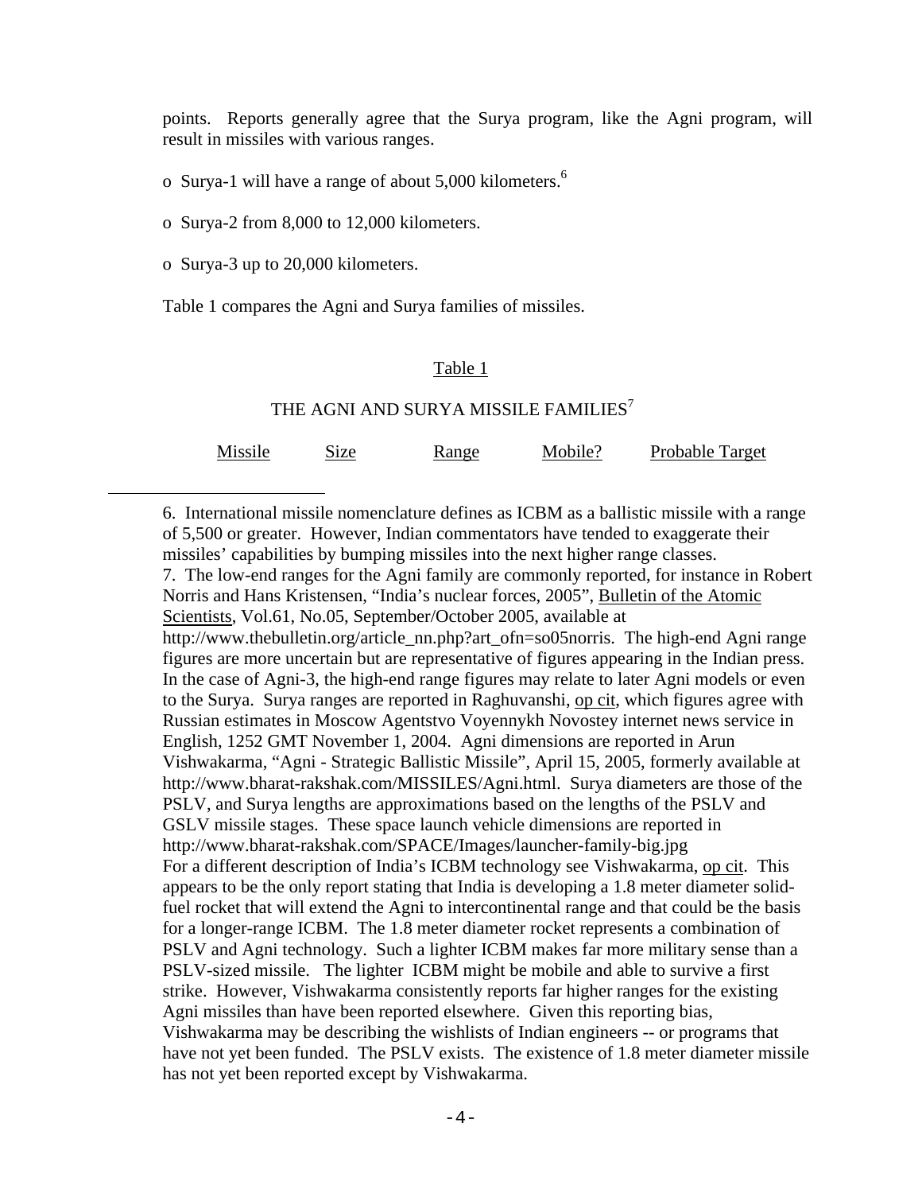points. Reports generally agree that the Surya program, like the Agni program, will result in missiles with various ranges.

- Surya-1 will have a range of about 5,000 kilometers.[6]
- Surya-2 from 8,000 to 12,000 kilometers.
- Surya-3 up to 20,000 kilometers.

Table 1 compares the Agni and Surya families of missiles.

Table 1

THE AGNI AND SURYA MISSILE FAMILIES[7]

| Missile | Size | Range | Mobile? | Probable Target |
|---|---|---|---|---|

---

6. International missile nomenclature defines as ICBM as a ballistic missile with a range of 5,500 or greater. However, Indian commentators have tended to exaggerate their missiles' capabilities by bumping missiles into the next higher range classes.

7. The low-end ranges for the Agni family are commonly reported, for instance in Robert Norris and Hans Kristensen, "India's nuclear forces, 2005", Bulletin of the Atomic Scientists, Vol.61, No.05, September/October 2005, available at http://www.thebulletin.org/article_nn.php?art_ofn=so05norris. The high-end Agni range figures are more uncertain but are representative of figures appearing in the Indian press. In the case of Agni-3, the high-end range figures may relate to later Agni models or even to the Surya. Surya ranges are reported in Raghuvanshi, op cit, which figures agree with Russian estimates in Moscow Agentstvo Voyennykh Novostey internet news service in English, 1252 GMT November 1, 2004. Agni dimensions are reported in Arun Vishwakarma, "Agni - Strategic Ballistic Missile", April 15, 2005, formerly available at http://www.bharat-rakshak.com/MISSILES/Agni.html. Surya diameters are those of the PSLV, and Surya lengths are approximations based on the lengths of the PSLV and GSLV missile stages. These space launch vehicle dimensions are reported in http://www.bharat-rakshak.com/SPACE/Images/launcher-family-big.jpg
For a different description of India's ICBM technology see Vishwakarma, op cit. This appears to be the only report stating that India is developing a 1.8 meter diameter solid-fuel rocket that will extend the Agni to intercontinental range and that could be the basis for a longer-range ICBM. The 1.8 meter diameter rocket represents a combination of PSLV and Agni technology. Such a lighter ICBM makes far more military sense than a PSLV-sized missile. The lighter ICBM might be mobile and able to survive a first strike. However, Vishwakarma consistently reports far higher ranges for the existing Agni missiles than have been reported elsewhere. Given this reporting bias, Vishwakarma may be describing the wishlists of Indian engineers -- or programs that have not yet been funded. The PSLV exists. The existence of 1.8 meter diameter missile has not yet been reported except by Vishwakarma.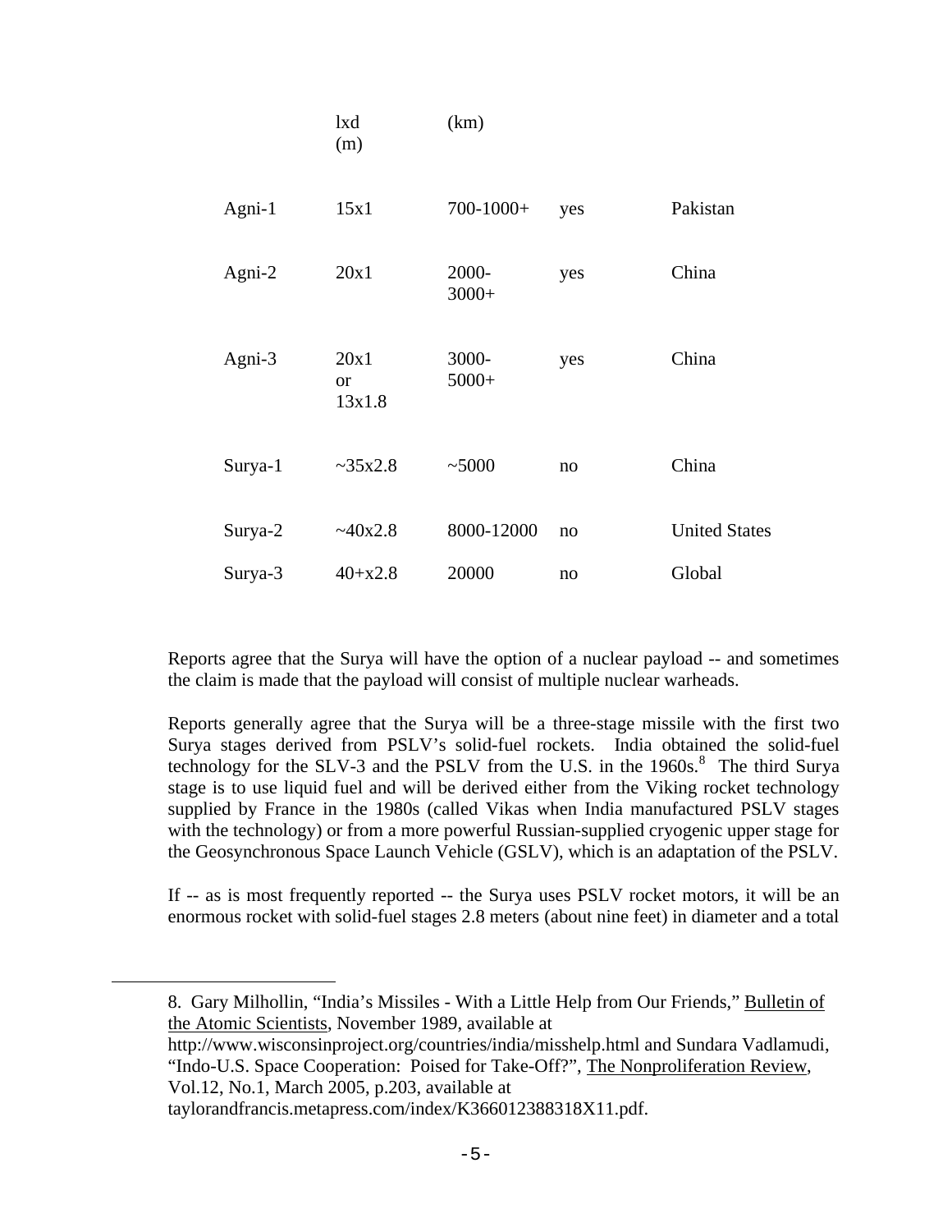| | lxd (m) | (km) | | |
|---|---|---|---|---|
| Agni-1 | 15x1 | 700-1000+ | yes | Pakistan |
| Agni-2 | 20x1 | 2000-3000+ | yes | China |
| Agni-3 | 20x1 or 13x1.8 | 3000-5000+ | yes | China |
| Surya-1 | ~35x2.8 | ~5000 | no | China |
| Surya-2 | ~40x2.8 | 8000-12000 | no | United States |
| Surya-3 | 40+x2.8 | 20000 | no | Global |

Reports agree that the Surya will have the option of a nuclear payload -- and sometimes the claim is made that the payload will consist of multiple nuclear warheads.

Reports generally agree that the Surya will be a three-stage missile with the first two Surya stages derived from PSLV's solid-fuel rockets. India obtained the solid-fuel technology for the SLV-3 and the PSLV from the U.S. in the 1960s.[8] The third Surya stage is to use liquid fuel and will be derived either from the Viking rocket technology supplied by France in the 1980s (called Vikas when India manufactured PSLV stages with the technology) or from a more powerful Russian-supplied cryogenic upper stage for the Geosynchronous Space Launch Vehicle (GSLV), which is an adaptation of the PSLV.

If -- as is most frequently reported -- the Surya uses PSLV rocket motors, it will be an enormous rocket with solid-fuel stages 2.8 meters (about nine feet) in diameter and a total

---

8. Gary Milhollin, "India's Missiles - With a Little Help from Our Friends," Bulletin of the Atomic Scientists, November 1989, available at http://www.wisconsinproject.org/countries/india/misshelp.html and Sundara Vadlamudi, "Indo-U.S. Space Cooperation: Poised for Take-Off?", The Nonproliferation Review, Vol.12, No.1, March 2005, p.203, available at taylorandfrancis.metapress.com/index/K366012388318X11.pdf.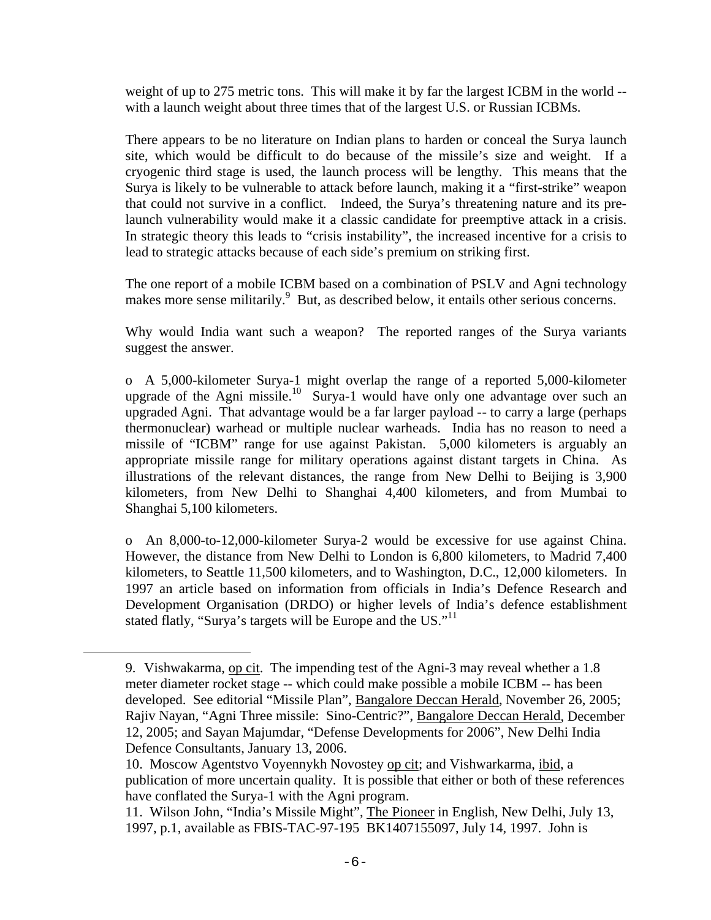weight of up to 275 metric tons. This will make it by far the largest ICBM in the world -- with a launch weight about three times that of the largest U.S. or Russian ICBMs.

There appears to be no literature on Indian plans to harden or conceal the Surya launch site, which would be difficult to do because of the missile's size and weight. If a cryogenic third stage is used, the launch process will be lengthy. This means that the Surya is likely to be vulnerable to attack before launch, making it a "first-strike" weapon that could not survive in a conflict. Indeed, the Surya's threatening nature and its pre-launch vulnerability would make it a classic candidate for preemptive attack in a crisis. In strategic theory this leads to "crisis instability", the increased incentive for a crisis to lead to strategic attacks because of each side's premium on striking first.

The one report of a mobile ICBM based on a combination of PSLV and Agni technology makes more sense militarily.[9] But, as described below, it entails other serious concerns.

Why would India want such a weapon? The reported ranges of the Surya variants suggest the answer.

- A 5,000-kilometer Surya-1 might overlap the range of a reported 5,000-kilometer upgrade of the Agni missile.[10] Surya-1 would have only one advantage over such an upgraded Agni. That advantage would be a far larger payload -- to carry a large (perhaps thermonuclear) warhead or multiple nuclear warheads. India has no reason to need a missile of "ICBM" range for use against Pakistan. 5,000 kilometers is arguably an appropriate missile range for military operations against distant targets in China. As illustrations of the relevant distances, the range from New Delhi to Beijing is 3,900 kilometers, from New Delhi to Shanghai 4,400 kilometers, and from Mumbai to Shanghai 5,100 kilometers.

- An 8,000-to-12,000-kilometer Surya-2 would be excessive for use against China. However, the distance from New Delhi to London is 6,800 kilometers, to Madrid 7,400 kilometers, to Seattle 11,500 kilometers, and to Washington, D.C., 12,000 kilometers. In 1997 an article based on information from officials in India's Defence Research and Development Organisation (DRDO) or higher levels of India's defence establishment stated flatly, "Surya's targets will be Europe and the US."[11]

---

9. Vishwakarma, op cit. The impending test of the Agni-3 may reveal whether a 1.8 meter diameter rocket stage -- which could make possible a mobile ICBM -- has been developed. See editorial "Missile Plan", Bangalore Deccan Herald, November 26, 2005; Rajiv Nayan, "Agni Three missile: Sino-Centric?", Bangalore Deccan Herald, December 12, 2005; and Sayan Majumdar, "Defense Developments for 2006", New Delhi India Defence Consultants, January 13, 2006.

10. Moscow Agentstvo Voyennykh Novostey op cit; and Vishwarkarma, ibid, a publication of more uncertain quality. It is possible that either or both of these references have conflated the Surya-1 with the Agni program.

11. Wilson John, "India's Missile Might", The Pioneer in English, New Delhi, July 13, 1997, p.1, available as FBIS-TAC-97-195 BK1407155097, July 14, 1997. John is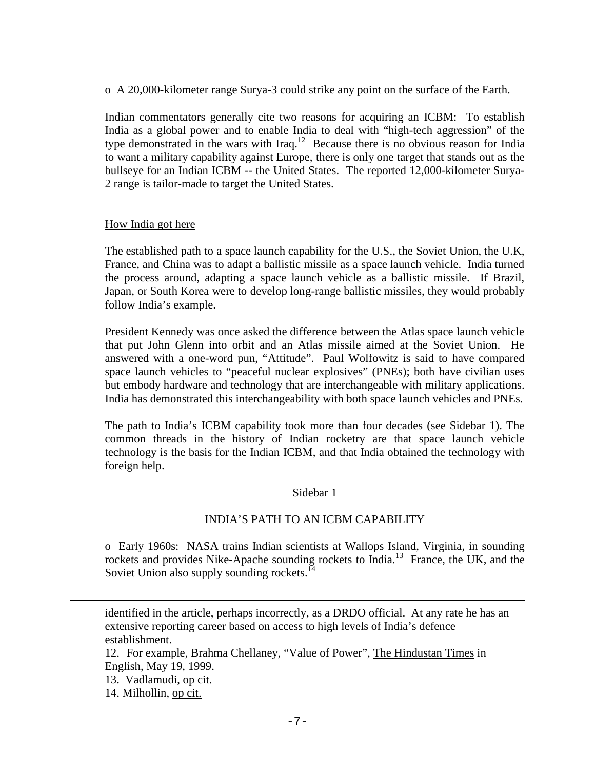o A 20,000-kilometer range Surya-3 could strike any point on the surface of the Earth.

Indian commentators generally cite two reasons for acquiring an ICBM: To establish India as a global power and to enable India to deal with "high-tech aggression" of the type demonstrated in the wars with Iraq.[12] Because there is no obvious reason for India to want a military capability against Europe, there is only one target that stands out as the bullseye for an Indian ICBM -- the United States. The reported 12,000-kilometer Surya-2 range is tailor-made to target the United States.

## How India got here

The established path to a space launch capability for the U.S., the Soviet Union, the U.K, France, and China was to adapt a ballistic missile as a space launch vehicle. India turned the process around, adapting a space launch vehicle as a ballistic missile. If Brazil, Japan, or South Korea were to develop long-range ballistic missiles, they would probably follow India's example.

President Kennedy was once asked the difference between the Atlas space launch vehicle that put John Glenn into orbit and an Atlas missile aimed at the Soviet Union. He answered with a one-word pun, "Attitude". Paul Wolfowitz is said to have compared space launch vehicles to "peaceful nuclear explosives" (PNEs); both have civilian uses but embody hardware and technology that are interchangeable with military applications. India has demonstrated this interchangeability with both space launch vehicles and PNEs.

The path to India's ICBM capability took more than four decades (see Sidebar 1). The common threads in the history of Indian rocketry are that space launch vehicle technology is the basis for the Indian ICBM, and that India obtained the technology with foreign help.

### Sidebar 1

### INDIA'S PATH TO AN ICBM CAPABILITY

o Early 1960s: NASA trains Indian scientists at Wallops Island, Virginia, in sounding rockets and provides Nike-Apache sounding rockets to India.[13] France, the UK, and the Soviet Union also supply sounding rockets.[14]

---

identified in the article, perhaps incorrectly, as a DRDO official. At any rate he has an extensive reporting career based on access to high levels of India's defence establishment.

12. For example, Brahma Chellaney, "Value of Power", The Hindustan Times in English, May 19, 1999.
13. Vadlamudi, op cit.
14. Milhollin, op cit.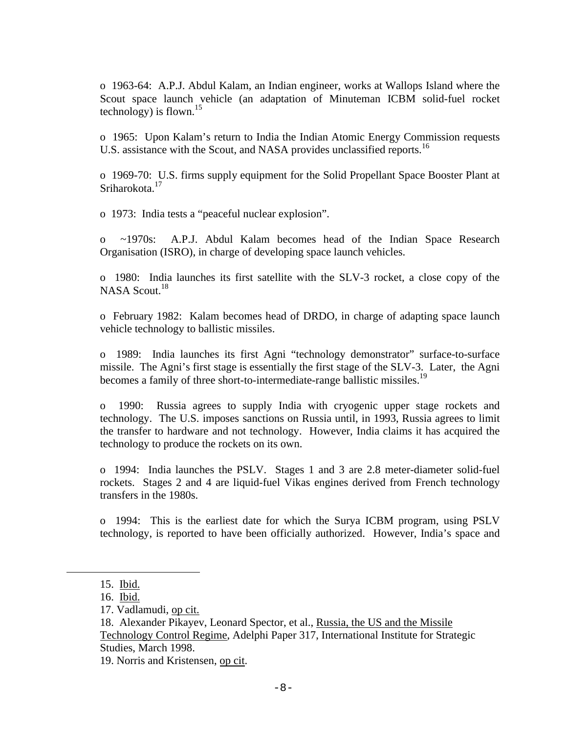o 1963-64: A.P.J. Abdul Kalam, an Indian engineer, works at Wallops Island where the Scout space launch vehicle (an adaptation of Minuteman ICBM solid-fuel rocket technology) is flown.[15]

o 1965: Upon Kalam's return to India the Indian Atomic Energy Commission requests U.S. assistance with the Scout, and NASA provides unclassified reports.[16]

o 1969-70: U.S. firms supply equipment for the Solid Propellant Space Booster Plant at Sriharokota.[17]

o 1973: India tests a "peaceful nuclear explosion".

o ~1970s: A.P.J. Abdul Kalam becomes head of the Indian Space Research Organisation (ISRO), in charge of developing space launch vehicles.

o 1980: India launches its first satellite with the SLV-3 rocket, a close copy of the NASA Scout.[18]

o February 1982: Kalam becomes head of DRDO, in charge of adapting space launch vehicle technology to ballistic missiles.

o 1989: India launches its first Agni "technology demonstrator" surface-to-surface missile. The Agni's first stage is essentially the first stage of the SLV-3. Later, the Agni becomes a family of three short-to-intermediate-range ballistic missiles.[19]

o 1990: Russia agrees to supply India with cryogenic upper stage rockets and technology. The U.S. imposes sanctions on Russia until, in 1993, Russia agrees to limit the transfer to hardware and not technology. However, India claims it has acquired the technology to produce the rockets on its own.

o 1994: India launches the PSLV. Stages 1 and 3 are 2.8 meter-diameter solid-fuel rockets. Stages 2 and 4 are liquid-fuel Vikas engines derived from French technology transfers in the 1980s.

o 1994: This is the earliest date for which the Surya ICBM program, using PSLV technology, is reported to have been officially authorized. However, India's space and

---

15. Ibid.

16. Ibid.

17. Vadlamudi, op cit.

18. Alexander Pikayev, Leonard Spector, et al., Russia, the US and the Missile Technology Control Regime, Adelphi Paper 317, International Institute for Strategic Studies, March 1998.

19. Norris and Kristensen, op cit.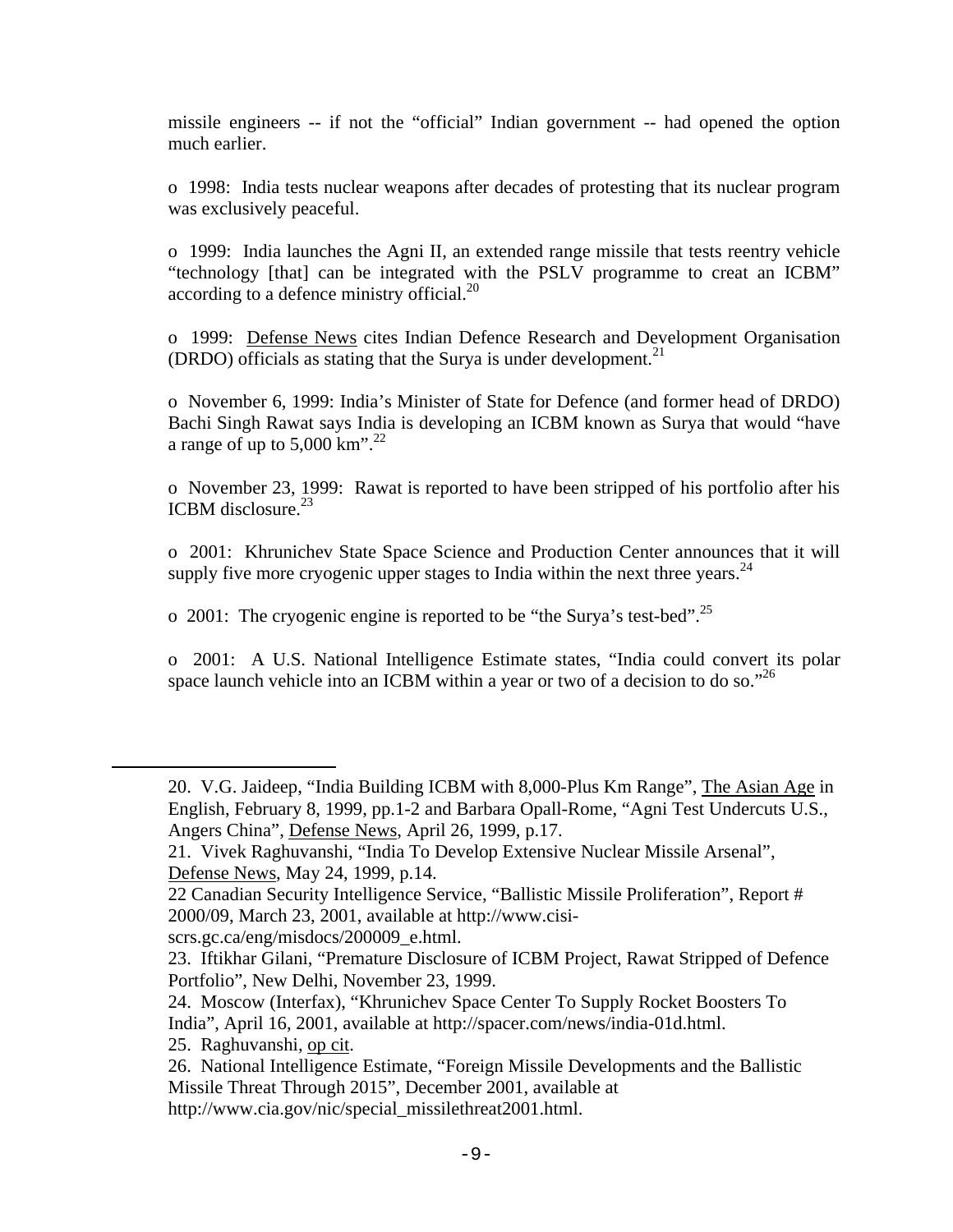missile engineers -- if not the "official" Indian government -- had opened the option much earlier.

o 1998: India tests nuclear weapons after decades of protesting that its nuclear program was exclusively peaceful.

o 1999: India launches the Agni II, an extended range missile that tests reentry vehicle "technology [that] can be integrated with the PSLV programme to creat an ICBM" according to a defence ministry official.[20]

o 1999: Defense News cites Indian Defence Research and Development Organisation (DRDO) officials as stating that the Surya is under development.[21]

o November 6, 1999: India's Minister of State for Defence (and former head of DRDO) Bachi Singh Rawat says India is developing an ICBM known as Surya that would "have a range of up to 5,000 km".[22]

o November 23, 1999: Rawat is reported to have been stripped of his portfolio after his ICBM disclosure.[23]

o 2001: Khrunichev State Space Science and Production Center announces that it will supply five more cryogenic upper stages to India within the next three years.[24]

o 2001: The cryogenic engine is reported to be "the Surya's test-bed".[25]

o 2001: A U.S. National Intelligence Estimate states, "India could convert its polar space launch vehicle into an ICBM within a year or two of a decision to do so."[26]

---

20. V.G. Jaideep, "India Building ICBM with 8,000-Plus Km Range", The Asian Age in English, February 8, 1999, pp.1-2 and Barbara Opall-Rome, "Agni Test Undercuts U.S., Angers China", Defense News, April 26, 1999, p.17.

21. Vivek Raghuvanshi, "India To Develop Extensive Nuclear Missile Arsenal", Defense News, May 24, 1999, p.14.

22 Canadian Security Intelligence Service, "Ballistic Missile Proliferation", Report # 2000/09, March 23, 2001, available at http://www.cisi-scrs.gc.ca/eng/misdocs/200009_e.html.

23. Iftikhar Gilani, "Premature Disclosure of ICBM Project, Rawat Stripped of Defence Portfolio", New Delhi, November 23, 1999.

24. Moscow (Interfax), "Khrunichev Space Center To Supply Rocket Boosters To India", April 16, 2001, available at http://spacer.com/news/india-01d.html.

25. Raghuvanshi, op cit.

26. National Intelligence Estimate, "Foreign Missile Developments and the Ballistic Missile Threat Through 2015", December 2001, available at http://www.cia.gov/nic/special_missilethreat2001.html.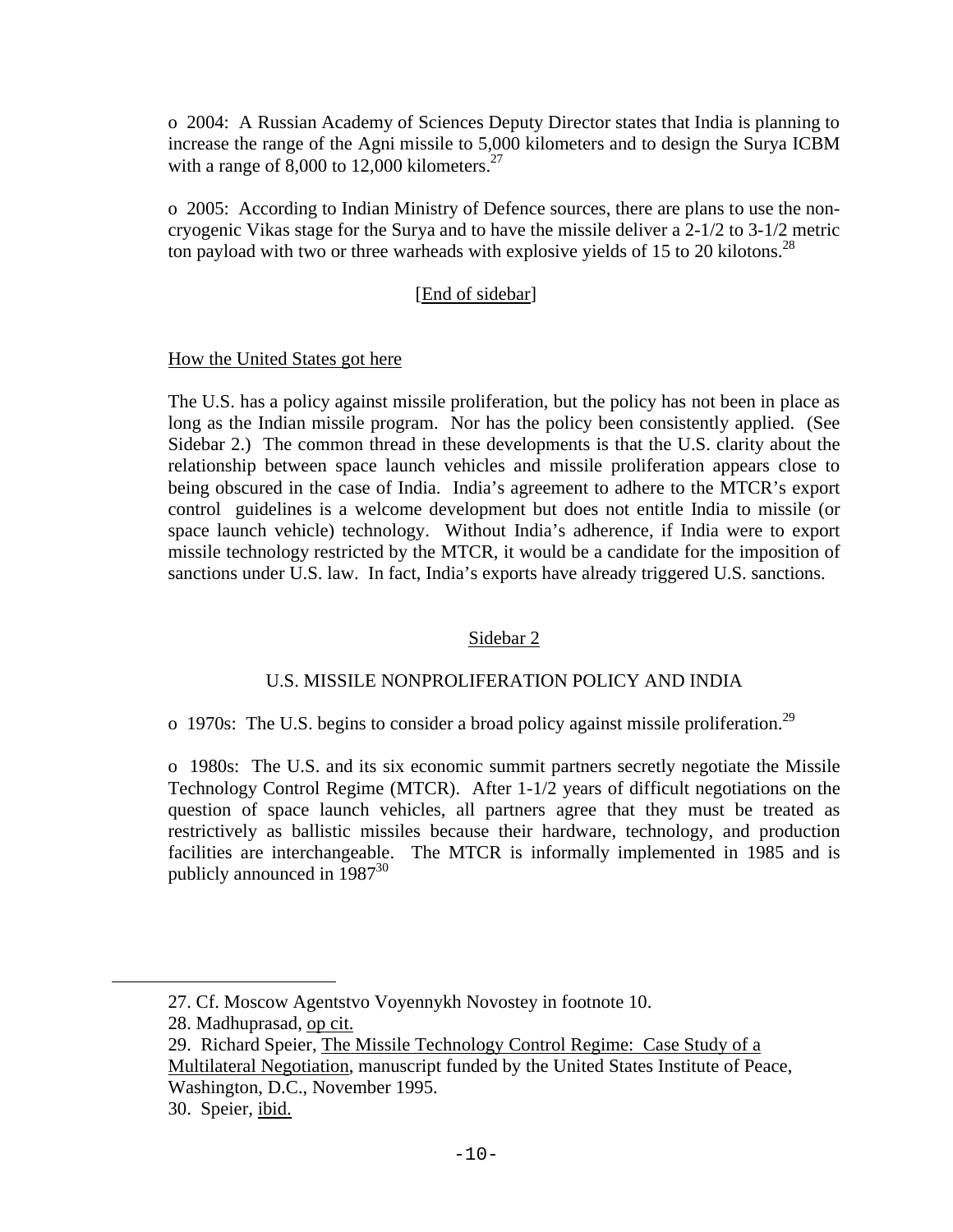o 2004: A Russian Academy of Sciences Deputy Director states that India is planning to increase the range of the Agni missile to 5,000 kilometers and to design the Surya ICBM with a range of 8,000 to 12,000 kilometers.[27]

o 2005: According to Indian Ministry of Defence sources, there are plans to use the non-cryogenic Vikas stage for the Surya and to have the missile deliver a 2-1/2 to 3-1/2 metric ton payload with two or three warheads with explosive yields of 15 to 20 kilotons.[28]

[End of sidebar]

How the United States got here

The U.S. has a policy against missile proliferation, but the policy has not been in place as long as the Indian missile program. Nor has the policy been consistently applied. (See Sidebar 2.) The common thread in these developments is that the U.S. clarity about the relationship between space launch vehicles and missile proliferation appears close to being obscured in the case of India. India's agreement to adhere to the MTCR's export control guidelines is a welcome development but does not entitle India to missile (or space launch vehicle) technology. Without India's adherence, if India were to export missile technology restricted by the MTCR, it would be a candidate for the imposition of sanctions under U.S. law. In fact, India's exports have already triggered U.S. sanctions.

Sidebar 2

U.S. MISSILE NONPROLIFERATION POLICY AND INDIA

o 1970s: The U.S. begins to consider a broad policy against missile proliferation.[29]

o 1980s: The U.S. and its six economic summit partners secretly negotiate the Missile Technology Control Regime (MTCR). After 1-1/2 years of difficult negotiations on the question of space launch vehicles, all partners agree that they must be treated as restrictively as ballistic missiles because their hardware, technology, and production facilities are interchangeable. The MTCR is informally implemented in 1985 and is publicly announced in 1987[30]

---

27. Cf. Moscow Agentstvo Voyennykh Novostey in footnote 10.

28. Madhuprasad, op cit.

29. Richard Speier, The Missile Technology Control Regime: Case Study of a Multilateral Negotiation, manuscript funded by the United States Institute of Peace, Washington, D.C., November 1995.

30. Speier, ibid.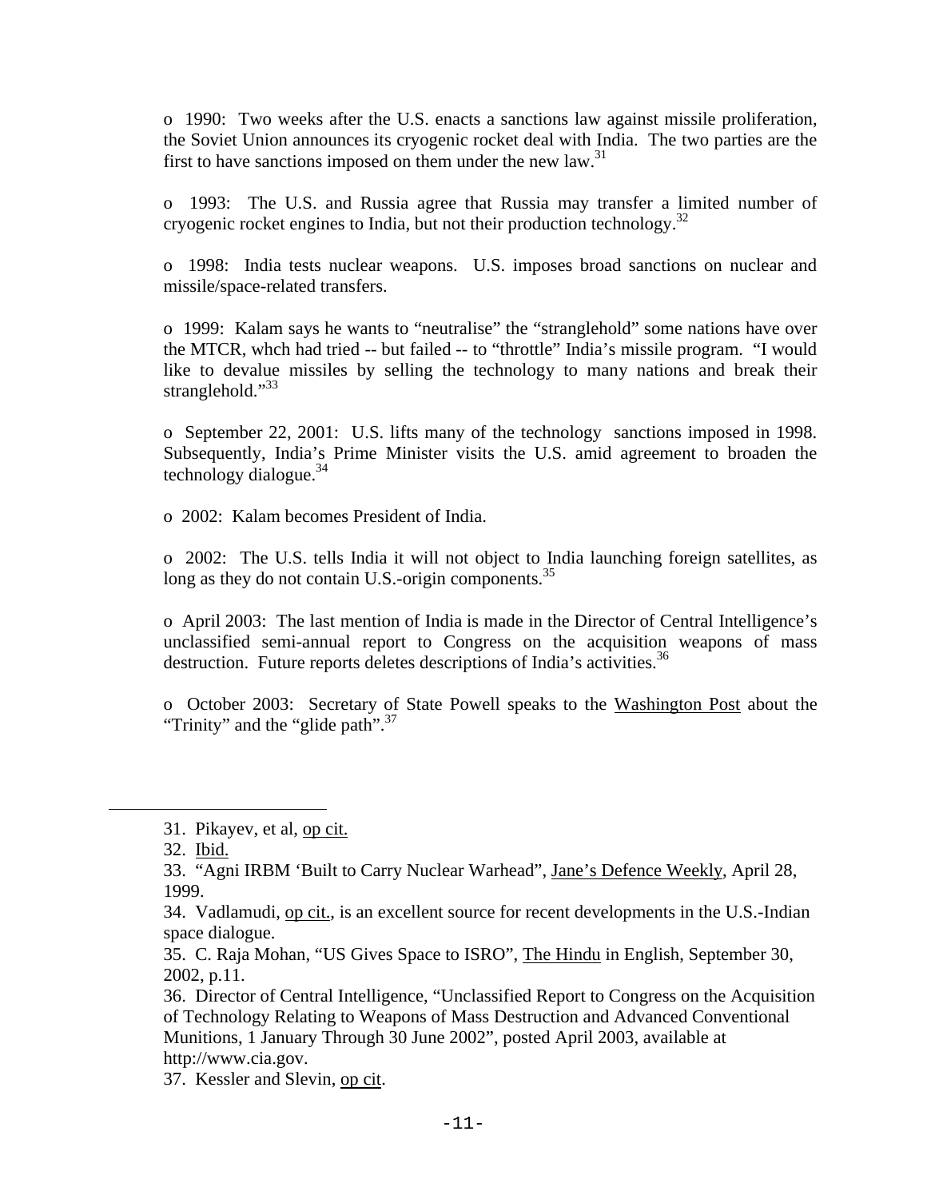o 1990: Two weeks after the U.S. enacts a sanctions law against missile proliferation, the Soviet Union announces its cryogenic rocket deal with India. The two parties are the first to have sanctions imposed on them under the new law.[31]

o 1993: The U.S. and Russia agree that Russia may transfer a limited number of cryogenic rocket engines to India, but not their production technology.[32]

o 1998: India tests nuclear weapons. U.S. imposes broad sanctions on nuclear and missile/space-related transfers.

o 1999: Kalam says he wants to "neutralise" the "stranglehold" some nations have over the MTCR, whch had tried -- but failed -- to "throttle" India's missile program. "I would like to devalue missiles by selling the technology to many nations and break their stranglehold."[33]

o September 22, 2001: U.S. lifts many of the technology sanctions imposed in 1998. Subsequently, India's Prime Minister visits the U.S. amid agreement to broaden the technology dialogue.[34]

o 2002: Kalam becomes President of India.

o 2002: The U.S. tells India it will not object to India launching foreign satellites, as long as they do not contain U.S.-origin components.[35]

o April 2003: The last mention of India is made in the Director of Central Intelligence's unclassified semi-annual report to Congress on the acquisition weapons of mass destruction. Future reports deletes descriptions of India's activities.[36]

o October 2003: Secretary of State Powell speaks to the Washington Post about the "Trinity" and the "glide path".[37]

---

31. Pikayev, et al, op cit.

32. Ibid.

33. "Agni IRBM 'Built to Carry Nuclear Warhead", Jane's Defence Weekly, April 28, 1999.

34. Vadlamudi, op cit., is an excellent source for recent developments in the U.S.-Indian space dialogue.

35. C. Raja Mohan, "US Gives Space to ISRO", The Hindu in English, September 30, 2002, p.11.

36. Director of Central Intelligence, "Unclassified Report to Congress on the Acquisition of Technology Relating to Weapons of Mass Destruction and Advanced Conventional Munitions, 1 January Through 30 June 2002", posted April 2003, available at http://www.cia.gov.

37. Kessler and Slevin, op cit.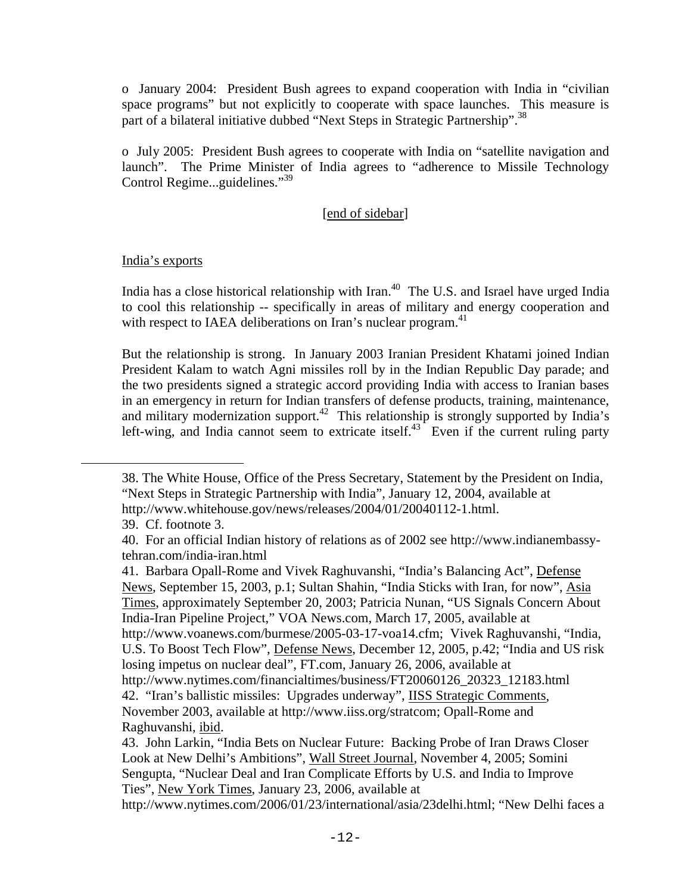o January 2004: President Bush agrees to expand cooperation with India in "civilian space programs" but not explicitly to cooperate with space launches. This measure is part of a bilateral initiative dubbed "Next Steps in Strategic Partnership".[38]

o July 2005: President Bush agrees to cooperate with India on "satellite navigation and launch". The Prime Minister of India agrees to "adherence to Missile Technology Control Regime...guidelines."[39]

[end of sidebar]

India's exports

India has a close historical relationship with Iran.[40] The U.S. and Israel have urged India to cool this relationship -- specifically in areas of military and energy cooperation and with respect to IAEA deliberations on Iran's nuclear program.[41]

But the relationship is strong. In January 2003 Iranian President Khatami joined Indian President Kalam to watch Agni missiles roll by in the Indian Republic Day parade; and the two presidents signed a strategic accord providing India with access to Iranian bases in an emergency in return for Indian transfers of defense products, training, maintenance, and military modernization support.[42] This relationship is strongly supported by India's left-wing, and India cannot seem to extricate itself.[43] Even if the current ruling party

---

38. The White House, Office of the Press Secretary, Statement by the President on India, "Next Steps in Strategic Partnership with India", January 12, 2004, available at http://www.whitehouse.gov/news/releases/2004/01/20040112-1.html.

39. Cf. footnote 3.

40. For an official Indian history of relations as of 2002 see http://www.indianembassy-tehran.com/india-iran.html

41. Barbara Opall-Rome and Vivek Raghuvanshi, "India's Balancing Act", Defense News, September 15, 2003, p.1; Sultan Shahin, "India Sticks with Iran, for now", Asia Times, approximately September 20, 2003; Patricia Nunan, "US Signals Concern About India-Iran Pipeline Project," VOA News.com, March 17, 2005, available at http://www.voanews.com/burmese/2005-03-17-voa14.cfm; Vivek Raghuvanshi, "India, U.S. To Boost Tech Flow", Defense News, December 12, 2005, p.42; "India and US risk losing impetus on nuclear deal", FT.com, January 26, 2006, available at http://www.nytimes.com/financialtimes/business/FT20060126_20323_12183.html

42. "Iran's ballistic missiles: Upgrades underway", IISS Strategic Comments, November 2003, available at http://www.iiss.org/stratcom; Opall-Rome and Raghuvanshi, ibid.

43. John Larkin, "India Bets on Nuclear Future: Backing Probe of Iran Draws Closer Look at New Delhi's Ambitions", Wall Street Journal, November 4, 2005; Somini Sengupta, "Nuclear Deal and Iran Complicate Efforts by U.S. and India to Improve Ties", New York Times, January 23, 2006, available at http://www.nytimes.com/2006/01/23/international/asia/23delhi.html; "New Delhi faces a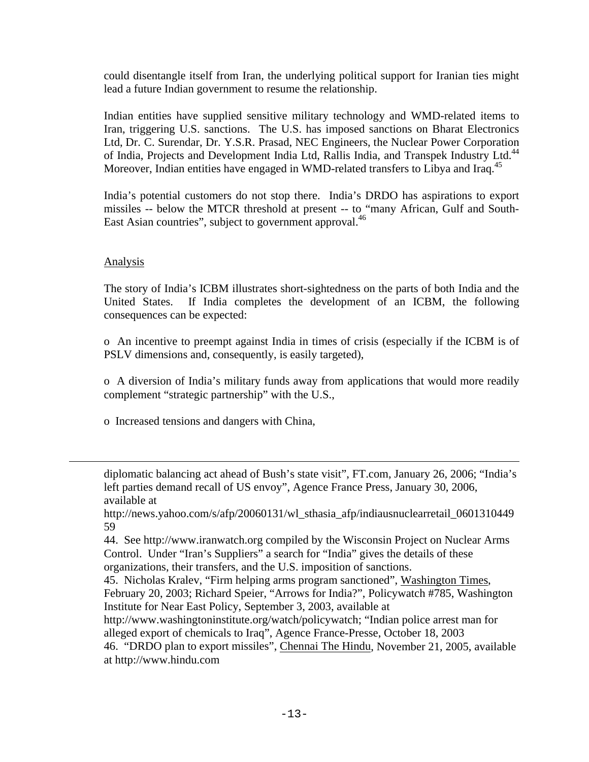could disentangle itself from Iran, the underlying political support for Iranian ties might lead a future Indian government to resume the relationship.

Indian entities have supplied sensitive military technology and WMD-related items to Iran, triggering U.S. sanctions. The U.S. has imposed sanctions on Bharat Electronics Ltd, Dr. C. Surendar, Dr. Y.S.R. Prasad, NEC Engineers, the Nuclear Power Corporation of India, Projects and Development India Ltd, Rallis India, and Transpek Industry Ltd.[44] Moreover, Indian entities have engaged in WMD-related transfers to Libya and Iraq.[45]

India's potential customers do not stop there. India's DRDO has aspirations to export missiles -- below the MTCR threshold at present -- to "many African, Gulf and South-East Asian countries", subject to government approval.[46]

## Analysis

The story of India's ICBM illustrates short-sightedness on the parts of both India and the United States. If India completes the development of an ICBM, the following consequences can be expected:

- An incentive to preempt against India in times of crisis (especially if the ICBM is of PSLV dimensions and, consequently, is easily targeted),

- A diversion of India's military funds away from applications that would more readily complement "strategic partnership" with the U.S.,

- Increased tensions and dangers with China,

---

diplomatic balancing act ahead of Bush's state visit", FT.com, January 26, 2006; "India's left parties demand recall of US envoy", Agence France Press, January 30, 2006, available at http://news.yahoo.com/s/afp/20060131/wl_sthasia_afp/indiausnuclearretail_060131044959

44. See http://www.iranwatch.org compiled by the Wisconsin Project on Nuclear Arms Control. Under "Iran's Suppliers" a search for "India" gives the details of these organizations, their transfers, and the U.S. imposition of sanctions.

45. Nicholas Kralev, "Firm helping arms program sanctioned", Washington Times, February 20, 2003; Richard Speier, "Arrows for India?", Policywatch #785, Washington Institute for Near East Policy, September 3, 2003, available at http://www.washingtoninstitute.org/watch/policywatch; "Indian police arrest man for alleged export of chemicals to Iraq", Agence France-Presse, October 18, 2003

46. "DRDO plan to export missiles", Chennai The Hindu, November 21, 2005, available at http://www.hindu.com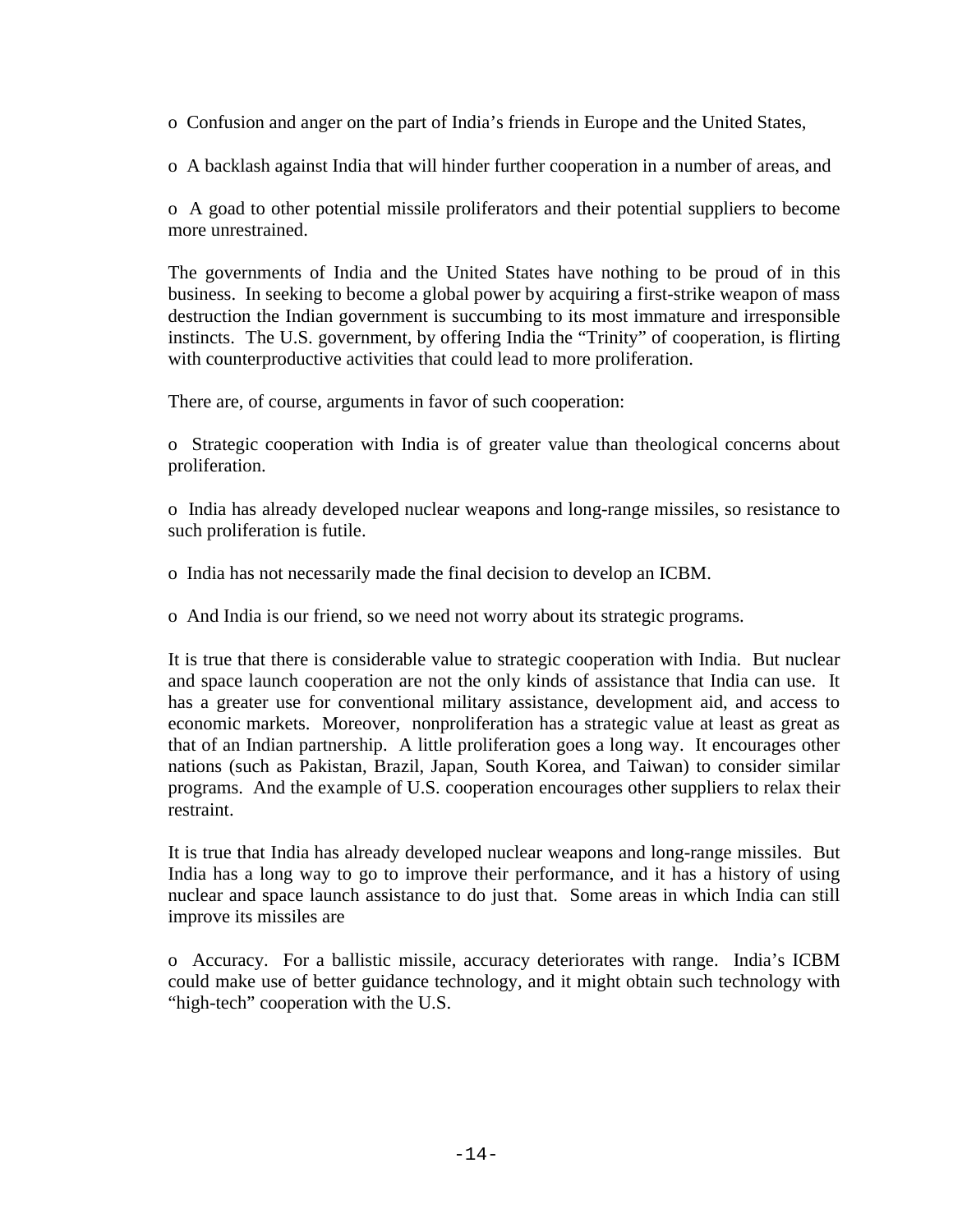- Confusion and anger on the part of India's friends in Europe and the United States,

- A backlash against India that will hinder further cooperation in a number of areas, and

- A goad to other potential missile proliferators and their potential suppliers to become more unrestrained.

The governments of India and the United States have nothing to be proud of in this business. In seeking to become a global power by acquiring a first-strike weapon of mass destruction the Indian government is succumbing to its most immature and irresponsible instincts. The U.S. government, by offering India the "Trinity" of cooperation, is flirting with counterproductive activities that could lead to more proliferation.

There are, of course, arguments in favor of such cooperation:

- Strategic cooperation with India is of greater value than theological concerns about proliferation.

- India has already developed nuclear weapons and long-range missiles, so resistance to such proliferation is futile.

- India has not necessarily made the final decision to develop an ICBM.

- And India is our friend, so we need not worry about its strategic programs.

It is true that there is considerable value to strategic cooperation with India. But nuclear and space launch cooperation are not the only kinds of assistance that India can use. It has a greater use for conventional military assistance, development aid, and access to economic markets. Moreover, nonproliferation has a strategic value at least as great as that of an Indian partnership. A little proliferation goes a long way. It encourages other nations (such as Pakistan, Brazil, Japan, South Korea, and Taiwan) to consider similar programs. And the example of U.S. cooperation encourages other suppliers to relax their restraint.

It is true that India has already developed nuclear weapons and long-range missiles. But India has a long way to go to improve their performance, and it has a history of using nuclear and space launch assistance to do just that. Some areas in which India can still improve its missiles are

- Accuracy. For a ballistic missile, accuracy deteriorates with range. India's ICBM could make use of better guidance technology, and it might obtain such technology with "high-tech" cooperation with the U.S.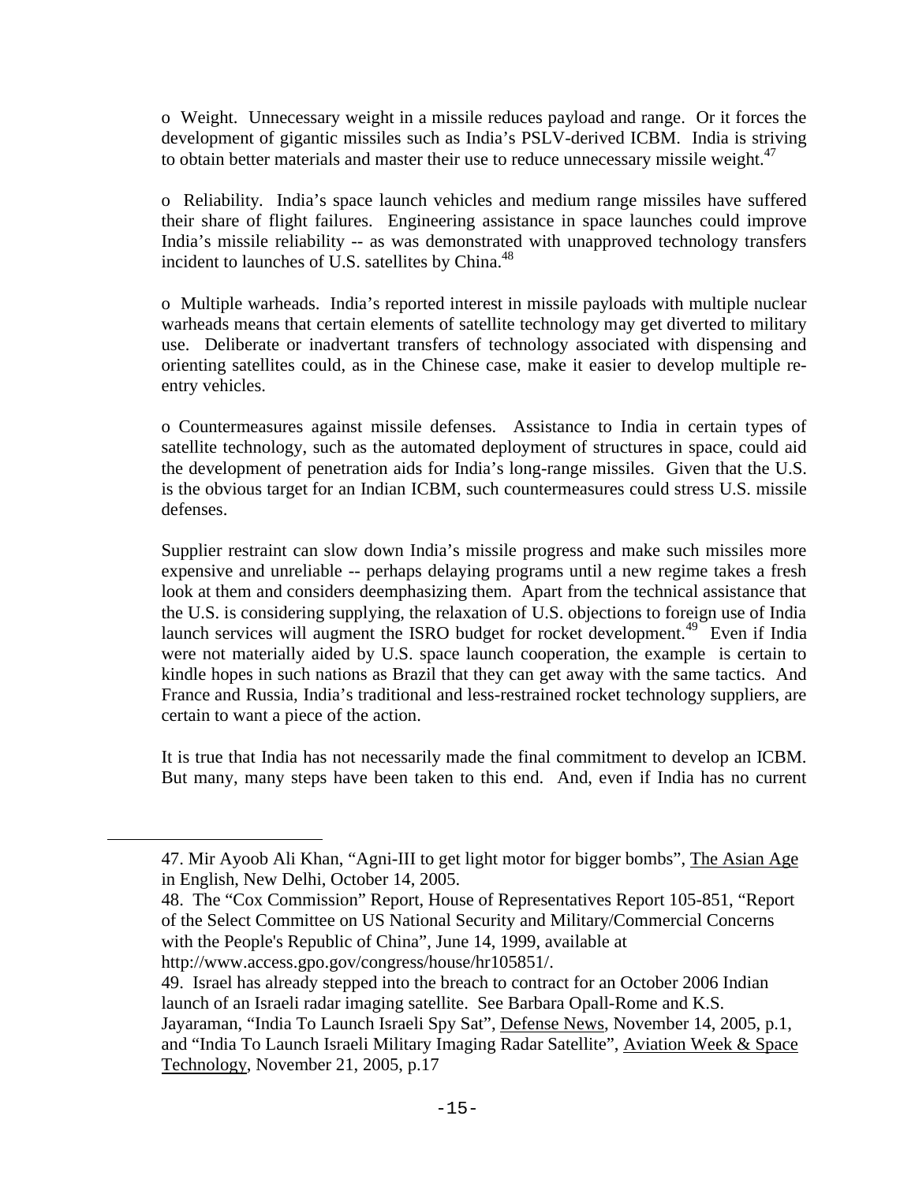o Weight. Unnecessary weight in a missile reduces payload and range. Or it forces the development of gigantic missiles such as India's PSLV-derived ICBM. India is striving to obtain better materials and master their use to reduce unnecessary missile weight.[47]

o Reliability. India's space launch vehicles and medium range missiles have suffered their share of flight failures. Engineering assistance in space launches could improve India's missile reliability -- as was demonstrated with unapproved technology transfers incident to launches of U.S. satellites by China.[48]

o Multiple warheads. India's reported interest in missile payloads with multiple nuclear warheads means that certain elements of satellite technology may get diverted to military use. Deliberate or inadvertant transfers of technology associated with dispensing and orienting satellites could, as in the Chinese case, make it easier to develop multiple re-entry vehicles.

o Countermeasures against missile defenses. Assistance to India in certain types of satellite technology, such as the automated deployment of structures in space, could aid the development of penetration aids for India's long-range missiles. Given that the U.S. is the obvious target for an Indian ICBM, such countermeasures could stress U.S. missile defenses.

Supplier restraint can slow down India's missile progress and make such missiles more expensive and unreliable -- perhaps delaying programs until a new regime takes a fresh look at them and considers deemphasizing them. Apart from the technical assistance that the U.S. is considering supplying, the relaxation of U.S. objections to foreign use of India launch services will augment the ISRO budget for rocket development.[49] Even if India were not materially aided by U.S. space launch cooperation, the example is certain to kindle hopes in such nations as Brazil that they can get away with the same tactics. And France and Russia, India's traditional and less-restrained rocket technology suppliers, are certain to want a piece of the action.

It is true that India has not necessarily made the final commitment to develop an ICBM. But many, many steps have been taken to this end. And, even if India has no current

---

47. Mir Ayoob Ali Khan, "Agni-III to get light motor for bigger bombs", The Asian Age in English, New Delhi, October 14, 2005.

48. The "Cox Commission" Report, House of Representatives Report 105-851, "Report of the Select Committee on US National Security and Military/Commercial Concerns with the People's Republic of China", June 14, 1999, available at http://www.access.gpo.gov/congress/house/hr105851/.

49. Israel has already stepped into the breach to contract for an October 2006 Indian launch of an Israeli radar imaging satellite. See Barbara Opall-Rome and K.S. Jayaraman, "India To Launch Israeli Spy Sat", Defense News, November 14, 2005, p.1, and "India To Launch Israeli Military Imaging Radar Satellite", Aviation Week & Space Technology, November 21, 2005, p.17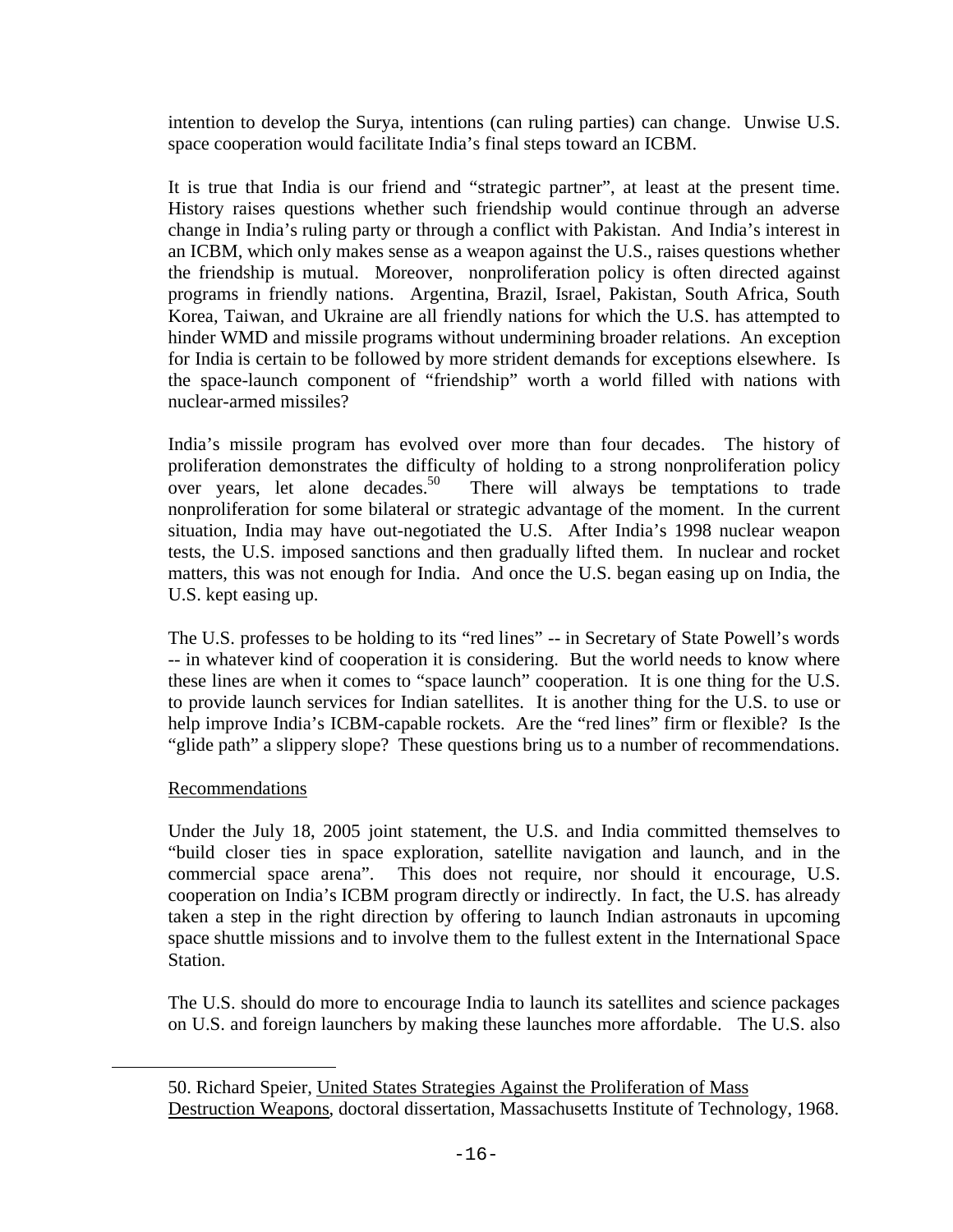intention to develop the Surya, intentions (can ruling parties) can change. Unwise U.S. space cooperation would facilitate India's final steps toward an ICBM.

It is true that India is our friend and "strategic partner", at least at the present time. History raises questions whether such friendship would continue through an adverse change in India's ruling party or through a conflict with Pakistan. And India's interest in an ICBM, which only makes sense as a weapon against the U.S., raises questions whether the friendship is mutual. Moreover, nonproliferation policy is often directed against programs in friendly nations. Argentina, Brazil, Israel, Pakistan, South Africa, South Korea, Taiwan, and Ukraine are all friendly nations for which the U.S. has attempted to hinder WMD and missile programs without undermining broader relations. An exception for India is certain to be followed by more strident demands for exceptions elsewhere. Is the space-launch component of "friendship" worth a world filled with nations with nuclear-armed missiles?

India's missile program has evolved over more than four decades. The history of proliferation demonstrates the difficulty of holding to a strong nonproliferation policy over years, let alone decades.[50] There will always be temptations to trade nonproliferation for some bilateral or strategic advantage of the moment. In the current situation, India may have out-negotiated the U.S. After India's 1998 nuclear weapon tests, the U.S. imposed sanctions and then gradually lifted them. In nuclear and rocket matters, this was not enough for India. And once the U.S. began easing up on India, the U.S. kept easing up.

The U.S. professes to be holding to its "red lines" -- in Secretary of State Powell's words -- in whatever kind of cooperation it is considering. But the world needs to know where these lines are when it comes to "space launch" cooperation. It is one thing for the U.S. to provide launch services for Indian satellites. It is another thing for the U.S. to use or help improve India's ICBM-capable rockets. Are the "red lines" firm or flexible? Is the "glide path" a slippery slope? These questions bring us to a number of recommendations.

## Recommendations

Under the July 18, 2005 joint statement, the U.S. and India committed themselves to "build closer ties in space exploration, satellite navigation and launch, and in the commercial space arena". This does not require, nor should it encourage, U.S. cooperation on India's ICBM program directly or indirectly. In fact, the U.S. has already taken a step in the right direction by offering to launch Indian astronauts in upcoming space shuttle missions and to involve them to the fullest extent in the International Space Station.

The U.S. should do more to encourage India to launch its satellites and science packages on U.S. and foreign launchers by making these launches more affordable. The U.S. also

---

50. Richard Speier, United States Strategies Against the Proliferation of Mass Destruction Weapons, doctoral dissertation, Massachusetts Institute of Technology, 1968.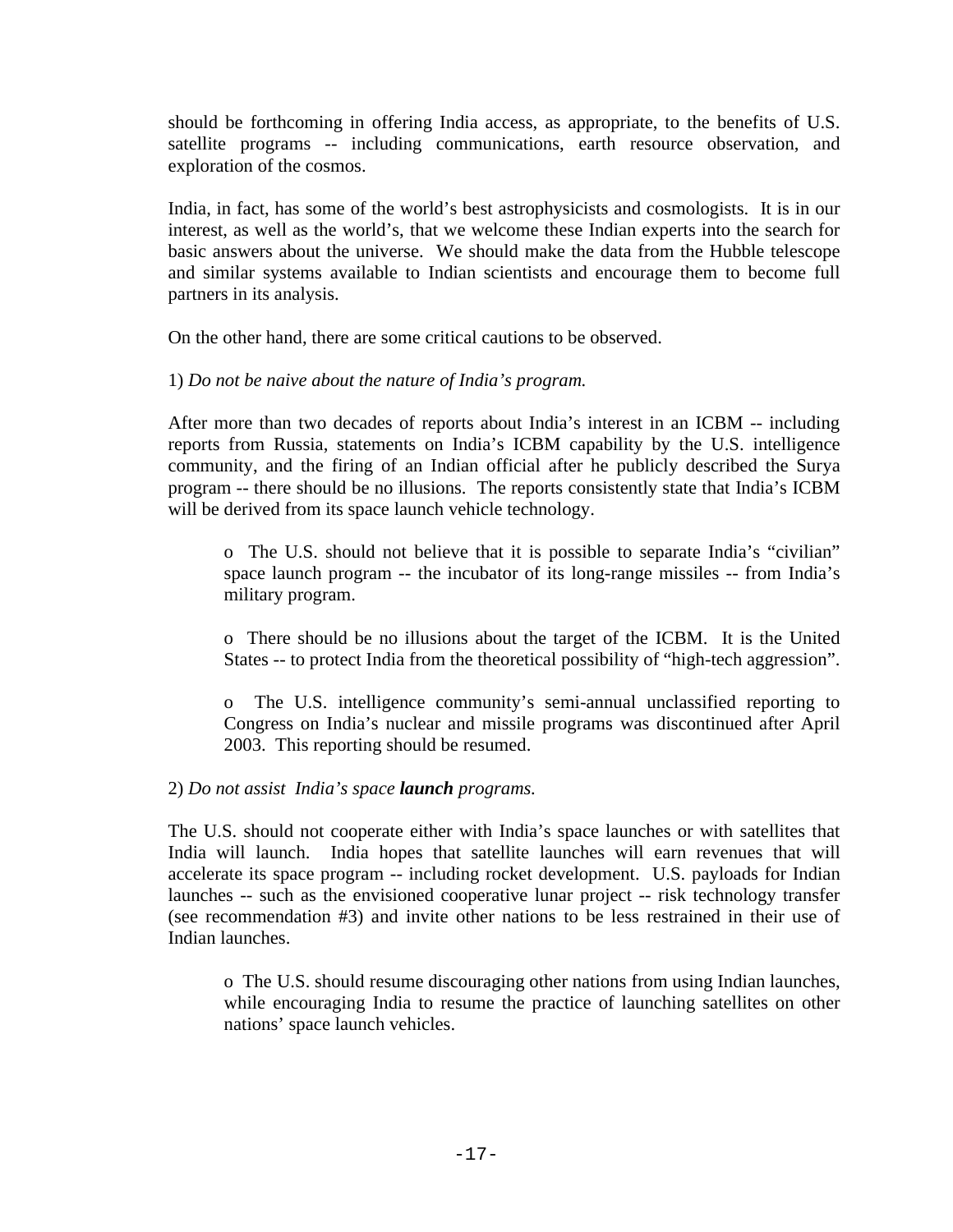should be forthcoming in offering India access, as appropriate, to the benefits of U.S. satellite programs -- including communications, earth resource observation, and exploration of the cosmos.

India, in fact, has some of the world's best astrophysicists and cosmologists. It is in our interest, as well as the world's, that we welcome these Indian experts into the search for basic answers about the universe. We should make the data from the Hubble telescope and similar systems available to Indian scientists and encourage them to become full partners in its analysis.

On the other hand, there are some critical cautions to be observed.

1) *Do not be naive about the nature of India's program.*

After more than two decades of reports about India's interest in an ICBM -- including reports from Russia, statements on India's ICBM capability by the U.S. intelligence community, and the firing of an Indian official after he publicly described the Surya program -- there should be no illusions. The reports consistently state that India's ICBM will be derived from its space launch vehicle technology.

- The U.S. should not believe that it is possible to separate India's "civilian" space launch program -- the incubator of its long-range missiles -- from India's military program.

- There should be no illusions about the target of the ICBM. It is the United States -- to protect India from the theoretical possibility of "high-tech aggression".

- The U.S. intelligence community's semi-annual unclassified reporting to Congress on India's nuclear and missile programs was discontinued after April 2003. This reporting should be resumed.

2) *Do not assist India's space **launch** programs.*

The U.S. should not cooperate either with India's space launches or with satellites that India will launch. India hopes that satellite launches will earn revenues that will accelerate its space program -- including rocket development. U.S. payloads for Indian launches -- such as the envisioned cooperative lunar project -- risk technology transfer (see recommendation #3) and invite other nations to be less restrained in their use of Indian launches.

- The U.S. should resume discouraging other nations from using Indian launches, while encouraging India to resume the practice of launching satellites on other nations' space launch vehicles.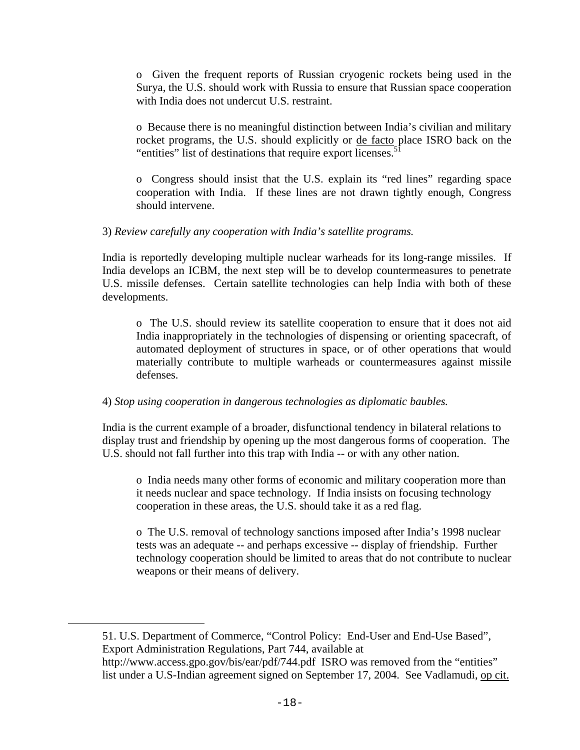o Given the frequent reports of Russian cryogenic rockets being used in the Surya, the U.S. should work with Russia to ensure that Russian space cooperation with India does not undercut U.S. restraint.

o Because there is no meaningful distinction between India's civilian and military rocket programs, the U.S. should explicitly or de facto place ISRO back on the "entities" list of destinations that require export licenses.[51]

o Congress should insist that the U.S. explain its "red lines" regarding space cooperation with India. If these lines are not drawn tightly enough, Congress should intervene.

3) *Review carefully any cooperation with India's satellite programs.*

India is reportedly developing multiple nuclear warheads for its long-range missiles. If India develops an ICBM, the next step will be to develop countermeasures to penetrate U.S. missile defenses. Certain satellite technologies can help India with both of these developments.

o The U.S. should review its satellite cooperation to ensure that it does not aid India inappropriately in the technologies of dispensing or orienting spacecraft, of automated deployment of structures in space, or of other operations that would materially contribute to multiple warheads or countermeasures against missile defenses.

4) *Stop using cooperation in dangerous technologies as diplomatic baubles.*

India is the current example of a broader, disfunctional tendency in bilateral relations to display trust and friendship by opening up the most dangerous forms of cooperation. The U.S. should not fall further into this trap with India -- or with any other nation.

o India needs many other forms of economic and military cooperation more than it needs nuclear and space technology. If India insists on focusing technology cooperation in these areas, the U.S. should take it as a red flag.

o The U.S. removal of technology sanctions imposed after India's 1998 nuclear tests was an adequate -- and perhaps excessive -- display of friendship. Further technology cooperation should be limited to areas that do not contribute to nuclear weapons or their means of delivery.

---

51. U.S. Department of Commerce, "Control Policy: End-User and End-Use Based", Export Administration Regulations, Part 744, available at http://www.access.gpo.gov/bis/ear/pdf/744.pdf ISRO was removed from the "entities" list under a U.S-Indian agreement signed on September 17, 2004. See Vadlamudi, op cit.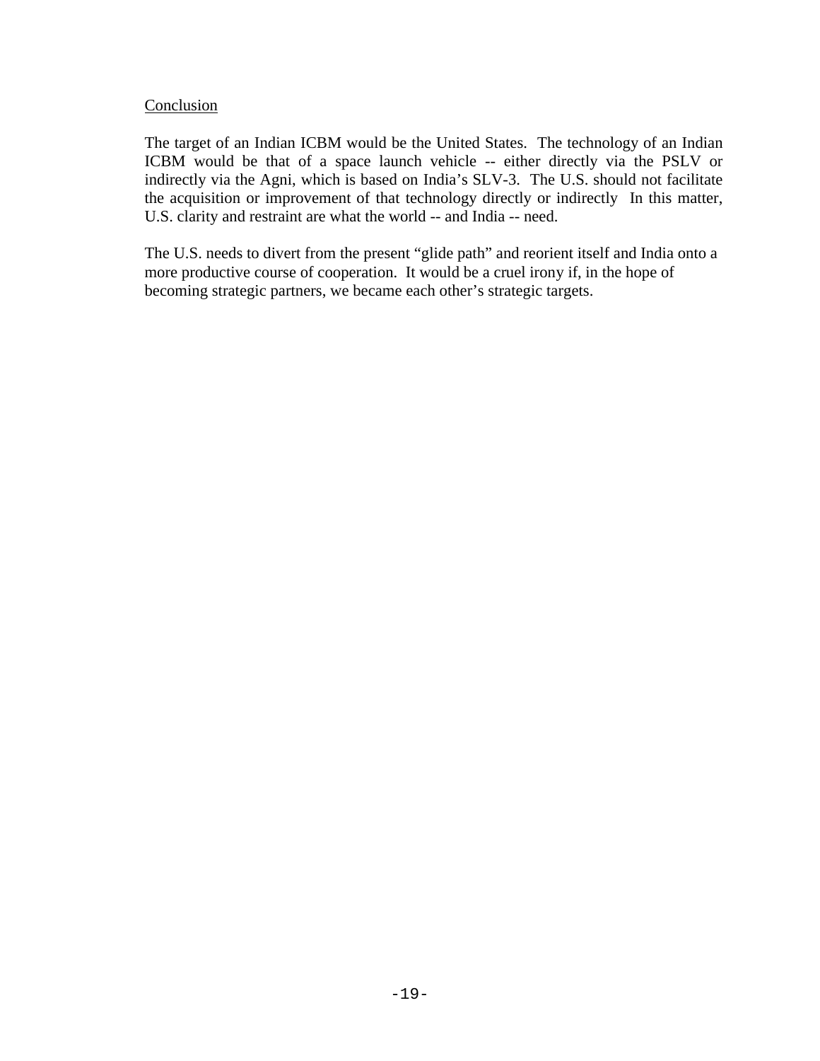Conclusion

The target of an Indian ICBM would be the United States. The technology of an Indian ICBM would be that of a space launch vehicle -- either directly via the PSLV or indirectly via the Agni, which is based on India's SLV-3. The U.S. should not facilitate the acquisition or improvement of that technology directly or indirectly In this matter, U.S. clarity and restraint are what the world -- and India -- need.

The U.S. needs to divert from the present "glide path" and reorient itself and India onto a more productive course of cooperation. It would be a cruel irony if, in the hope of becoming strategic partners, we became each other's strategic targets.